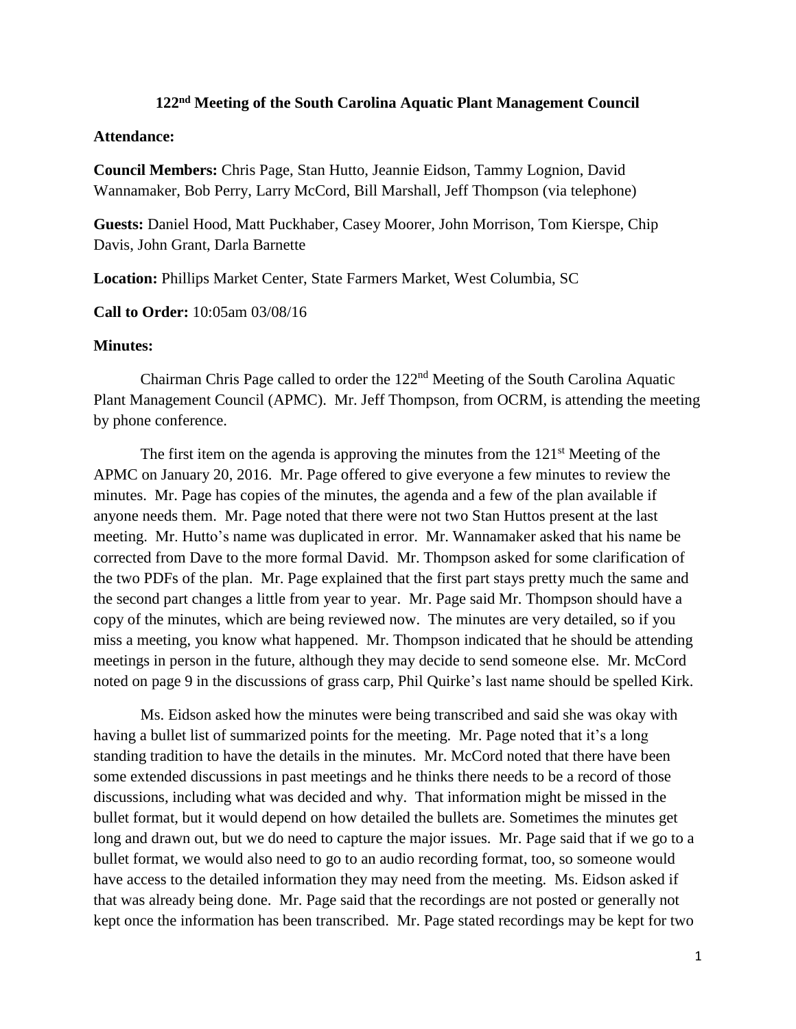# 122nd Meeting of the South Carolina Aquatic Plant Management Council

**Attendance:**

**Council Members:** Chris Page, Stan Hutto, Jeannie Eidson, Tammy Lognion, David Wannamaker, Bob Perry, Larry McCord, Bill Marshall, Jeff Thompson (via telephone)

**Guests:** Daniel Hood, Matt Puckhaber, Casey Moorer, John Morrison, Tom Kierspe, Chip Davis, John Grant, Darla Barnette

**Location:** Phillips Market Center, State Farmers Market, West Columbia, SC

**Call to Order:** 10:05am 03/08/16

**Minutes:**

Chairman Chris Page called to order the 122nd Meeting of the South Carolina Aquatic Plant Management Council (APMC). Mr. Jeff Thompson, from OCRM, is attending the meeting by phone conference.

The first item on the agenda is approving the minutes from the 121st Meeting of the APMC on January 20, 2016. Mr. Page offered to give everyone a few minutes to review the minutes. Mr. Page has copies of the minutes, the agenda and a few of the plan available if anyone needs them. Mr. Page noted that there were not two Stan Huttos present at the last meeting. Mr. Hutto's name was duplicated in error. Mr. Wannamaker asked that his name be corrected from Dave to the more formal David. Mr. Thompson asked for some clarification of the two PDFs of the plan. Mr. Page explained that the first part stays pretty much the same and the second part changes a little from year to year. Mr. Page said Mr. Thompson should have a copy of the minutes, which are being reviewed now. The minutes are very detailed, so if you miss a meeting, you know what happened. Mr. Thompson indicated that he should be attending meetings in person in the future, although they may decide to send someone else. Mr. McCord noted on page 9 in the discussions of grass carp, Phil Quirke's last name should be spelled Kirk.

Ms. Eidson asked how the minutes were being transcribed and said she was okay with having a bullet list of summarized points for the meeting. Mr. Page noted that it's a long standing tradition to have the details in the minutes. Mr. McCord noted that there have been some extended discussions in past meetings and he thinks there needs to be a record of those discussions, including what was decided and why. That information might be missed in the bullet format, but it would depend on how detailed the bullets are. Sometimes the minutes get long and drawn out, but we do need to capture the major issues. Mr. Page said that if we go to a bullet format, we would also need to go to an audio recording format, too, so someone would have access to the detailed information they may need from the meeting. Ms. Eidson asked if that was already being done. Mr. Page said that the recordings are not posted or generally not kept once the information has been transcribed. Mr. Page stated recordings may be kept for two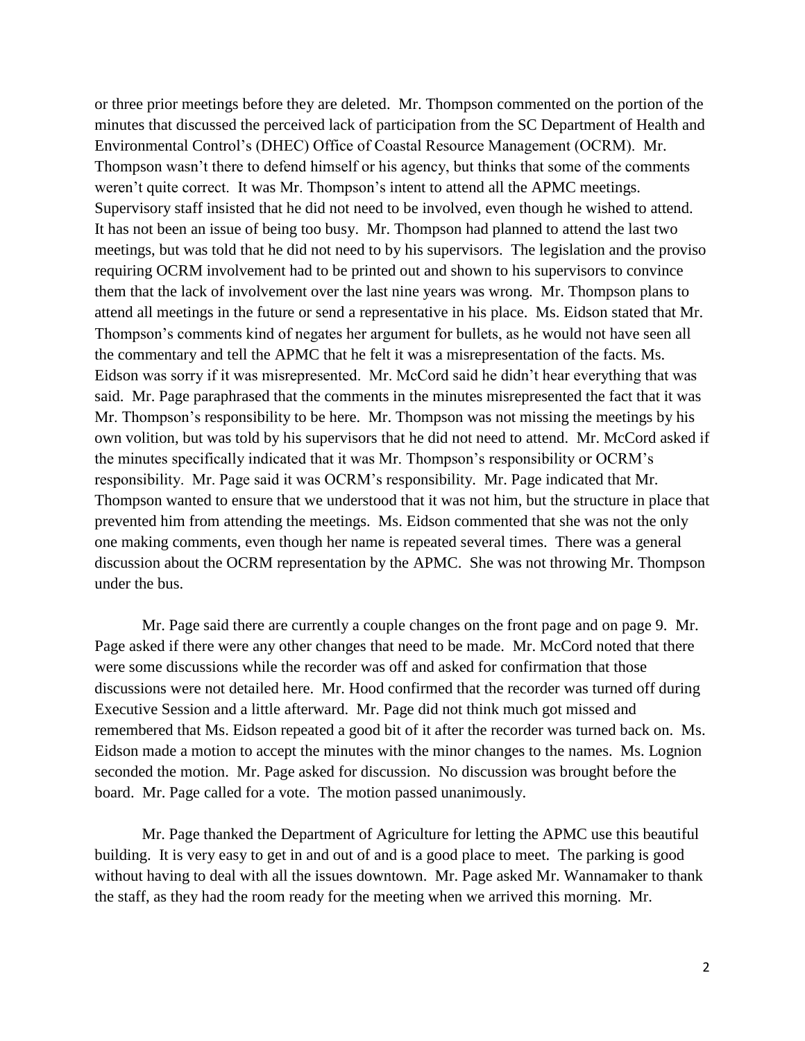or three prior meetings before they are deleted. Mr. Thompson commented on the portion of the minutes that discussed the perceived lack of participation from the SC Department of Health and Environmental Control's (DHEC) Office of Coastal Resource Management (OCRM). Mr. Thompson wasn't there to defend himself or his agency, but thinks that some of the comments weren't quite correct. It was Mr. Thompson's intent to attend all the APMC meetings. Supervisory staff insisted that he did not need to be involved, even though he wished to attend. It has not been an issue of being too busy. Mr. Thompson had planned to attend the last two meetings, but was told that he did not need to by his supervisors. The legislation and the proviso requiring OCRM involvement had to be printed out and shown to his supervisors to convince them that the lack of involvement over the last nine years was wrong. Mr. Thompson plans to attend all meetings in the future or send a representative in his place. Ms. Eidson stated that Mr. Thompson's comments kind of negates her argument for bullets, as he would not have seen all the commentary and tell the APMC that he felt it was a misrepresentation of the facts. Ms. Eidson was sorry if it was misrepresented. Mr. McCord said he didn't hear everything that was said. Mr. Page paraphrased that the comments in the minutes misrepresented the fact that it was Mr. Thompson's responsibility to be here. Mr. Thompson was not missing the meetings by his own volition, but was told by his supervisors that he did not need to attend. Mr. McCord asked if the minutes specifically indicated that it was Mr. Thompson's responsibility or OCRM's responsibility. Mr. Page said it was OCRM's responsibility. Mr. Page indicated that Mr. Thompson wanted to ensure that we understood that it was not him, but the structure in place that prevented him from attending the meetings. Ms. Eidson commented that she was not the only one making comments, even though her name is repeated several times. There was a general discussion about the OCRM representation by the APMC. She was not throwing Mr. Thompson under the bus.

Mr. Page said there are currently a couple changes on the front page and on page 9. Mr. Page asked if there were any other changes that need to be made. Mr. McCord noted that there were some discussions while the recorder was off and asked for confirmation that those discussions were not detailed here. Mr. Hood confirmed that the recorder was turned off during Executive Session and a little afterward. Mr. Page did not think much got missed and remembered that Ms. Eidson repeated a good bit of it after the recorder was turned back on. Ms. Eidson made a motion to accept the minutes with the minor changes to the names. Ms. Lognion seconded the motion. Mr. Page asked for discussion. No discussion was brought before the board. Mr. Page called for a vote. The motion passed unanimously.

Mr. Page thanked the Department of Agriculture for letting the APMC use this beautiful building. It is very easy to get in and out of and is a good place to meet. The parking is good without having to deal with all the issues downtown. Mr. Page asked Mr. Wannamaker to thank the staff, as they had the room ready for the meeting when we arrived this morning. Mr.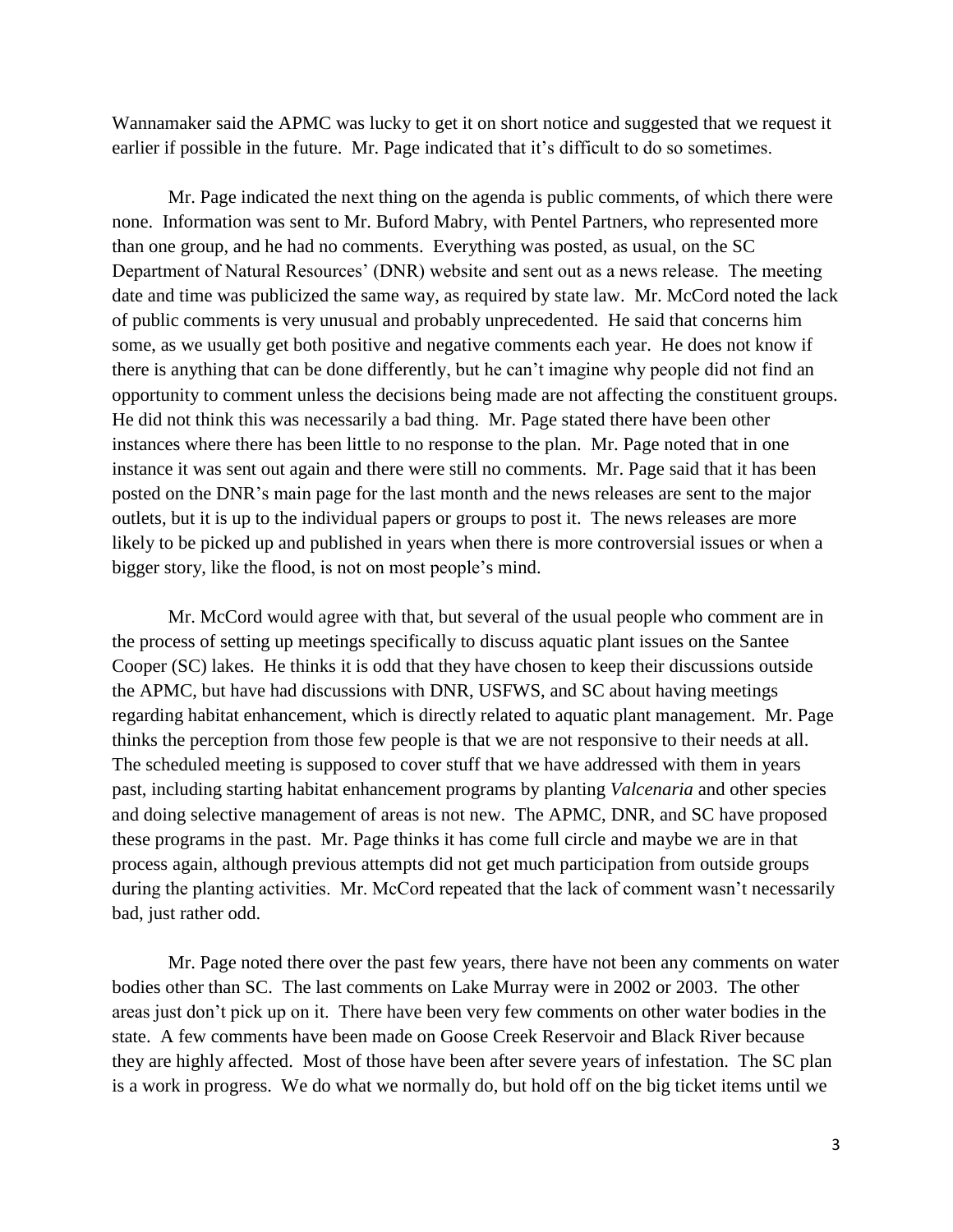Wannamaker said the APMC was lucky to get it on short notice and suggested that we request it earlier if possible in the future. Mr. Page indicated that it's difficult to do so sometimes.

Mr. Page indicated the next thing on the agenda is public comments, of which there were none. Information was sent to Mr. Buford Mabry, with Pentel Partners, who represented more than one group, and he had no comments. Everything was posted, as usual, on the SC Department of Natural Resources' (DNR) website and sent out as a news release. The meeting date and time was publicized the same way, as required by state law. Mr. McCord noted the lack of public comments is very unusual and probably unprecedented. He said that concerns him some, as we usually get both positive and negative comments each year. He does not know if there is anything that can be done differently, but he can't imagine why people did not find an opportunity to comment unless the decisions being made are not affecting the constituent groups. He did not think this was necessarily a bad thing. Mr. Page stated there have been other instances where there has been little to no response to the plan. Mr. Page noted that in one instance it was sent out again and there were still no comments. Mr. Page said that it has been posted on the DNR's main page for the last month and the news releases are sent to the major outlets, but it is up to the individual papers or groups to post it. The news releases are more likely to be picked up and published in years when there is more controversial issues or when a bigger story, like the flood, is not on most people's mind.

Mr. McCord would agree with that, but several of the usual people who comment are in the process of setting up meetings specifically to discuss aquatic plant issues on the Santee Cooper (SC) lakes. He thinks it is odd that they have chosen to keep their discussions outside the APMC, but have had discussions with DNR, USFWS, and SC about having meetings regarding habitat enhancement, which is directly related to aquatic plant management. Mr. Page thinks the perception from those few people is that we are not responsive to their needs at all. The scheduled meeting is supposed to cover stuff that we have addressed with them in years past, including starting habitat enhancement programs by planting *Valcenaria* and other species and doing selective management of areas is not new. The APMC, DNR, and SC have proposed these programs in the past. Mr. Page thinks it has come full circle and maybe we are in that process again, although previous attempts did not get much participation from outside groups during the planting activities. Mr. McCord repeated that the lack of comment wasn't necessarily bad, just rather odd.

Mr. Page noted there over the past few years, there have not been any comments on water bodies other than SC. The last comments on Lake Murray were in 2002 or 2003. The other areas just don't pick up on it. There have been very few comments on other water bodies in the state. A few comments have been made on Goose Creek Reservoir and Black River because they are highly affected. Most of those have been after severe years of infestation. The SC plan is a work in progress. We do what we normally do, but hold off on the big ticket items until we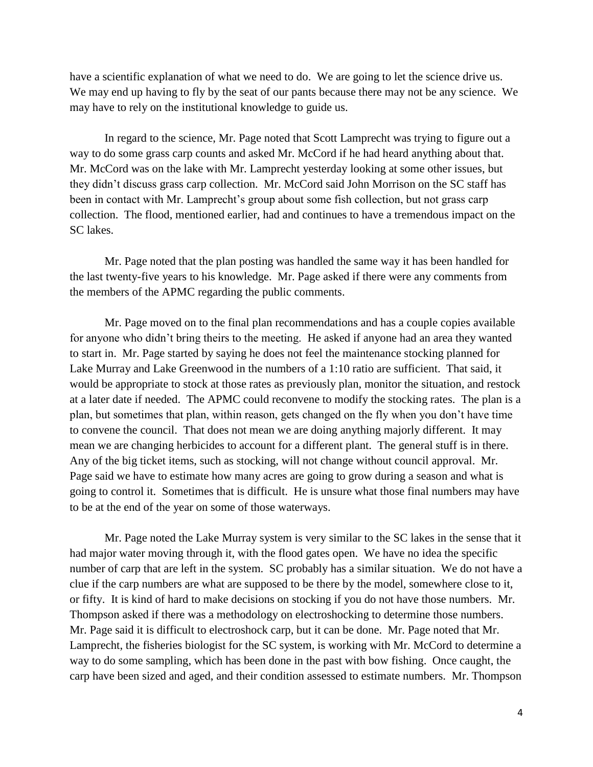have a scientific explanation of what we need to do. We are going to let the science drive us. We may end up having to fly by the seat of our pants because there may not be any science. We may have to rely on the institutional knowledge to guide us.

In regard to the science, Mr. Page noted that Scott Lamprecht was trying to figure out a way to do some grass carp counts and asked Mr. McCord if he had heard anything about that. Mr. McCord was on the lake with Mr. Lamprecht yesterday looking at some other issues, but they didn't discuss grass carp collection. Mr. McCord said John Morrison on the SC staff has been in contact with Mr. Lamprecht's group about some fish collection, but not grass carp collection. The flood, mentioned earlier, had and continues to have a tremendous impact on the SC lakes.

Mr. Page noted that the plan posting was handled the same way it has been handled for the last twenty-five years to his knowledge. Mr. Page asked if there were any comments from the members of the APMC regarding the public comments.

Mr. Page moved on to the final plan recommendations and has a couple copies available for anyone who didn't bring theirs to the meeting. He asked if anyone had an area they wanted to start in. Mr. Page started by saying he does not feel the maintenance stocking planned for Lake Murray and Lake Greenwood in the numbers of a 1:10 ratio are sufficient. That said, it would be appropriate to stock at those rates as previously plan, monitor the situation, and restock at a later date if needed. The APMC could reconvene to modify the stocking rates. The plan is a plan, but sometimes that plan, within reason, gets changed on the fly when you don't have time to convene the council. That does not mean we are doing anything majorly different. It may mean we are changing herbicides to account for a different plant. The general stuff is in there. Any of the big ticket items, such as stocking, will not change without council approval. Mr. Page said we have to estimate how many acres are going to grow during a season and what is going to control it. Sometimes that is difficult. He is unsure what those final numbers may have to be at the end of the year on some of those waterways.

Mr. Page noted the Lake Murray system is very similar to the SC lakes in the sense that it had major water moving through it, with the flood gates open. We have no idea the specific number of carp that are left in the system. SC probably has a similar situation. We do not have a clue if the carp numbers are what are supposed to be there by the model, somewhere close to it, or fifty. It is kind of hard to make decisions on stocking if you do not have those numbers. Mr. Thompson asked if there was a methodology on electroshocking to determine those numbers. Mr. Page said it is difficult to electroshock carp, but it can be done. Mr. Page noted that Mr. Lamprecht, the fisheries biologist for the SC system, is working with Mr. McCord to determine a way to do some sampling, which has been done in the past with bow fishing. Once caught, the carp have been sized and aged, and their condition assessed to estimate numbers. Mr. Thompson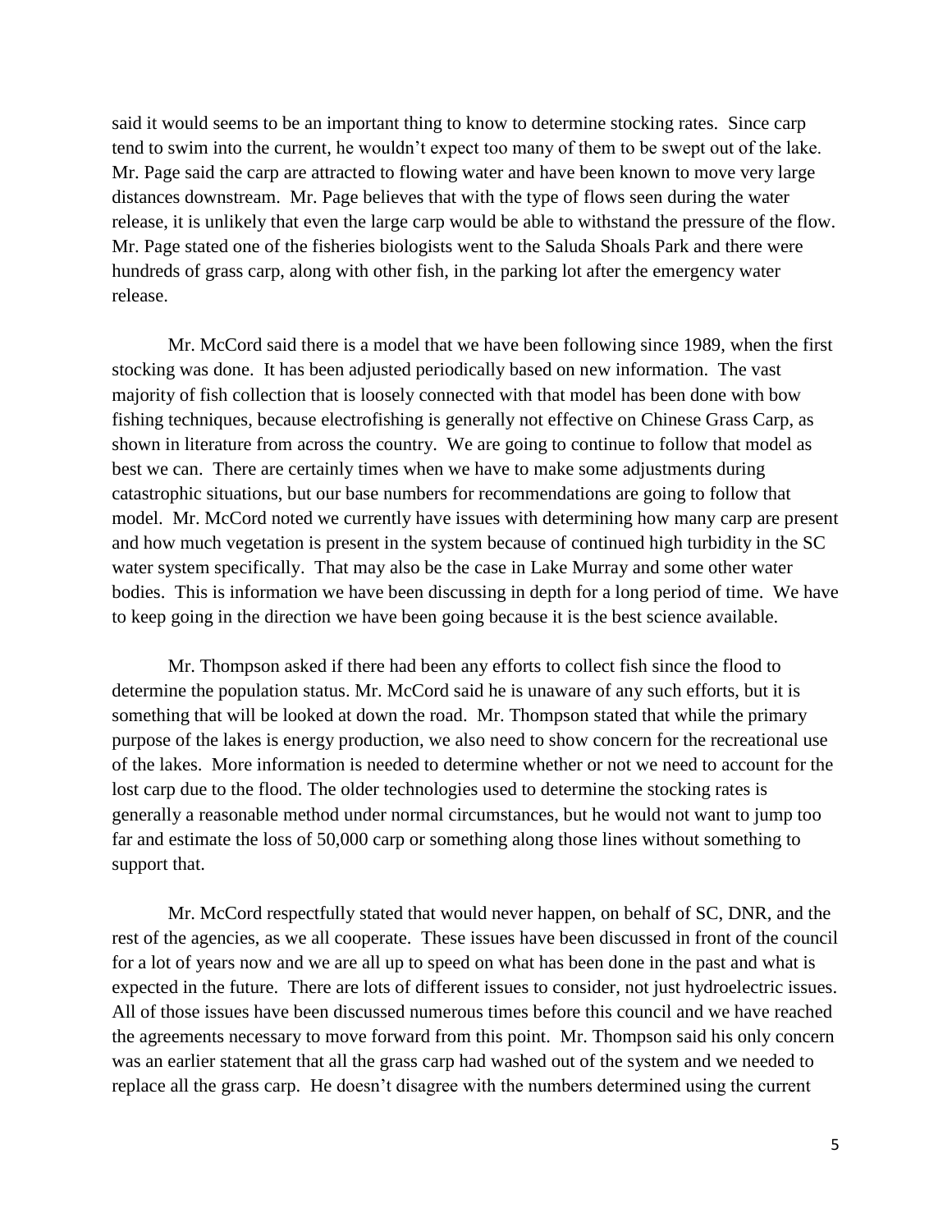said it would seems to be an important thing to know to determine stocking rates. Since carp tend to swim into the current, he wouldn't expect too many of them to be swept out of the lake. Mr. Page said the carp are attracted to flowing water and have been known to move very large distances downstream. Mr. Page believes that with the type of flows seen during the water release, it is unlikely that even the large carp would be able to withstand the pressure of the flow. Mr. Page stated one of the fisheries biologists went to the Saluda Shoals Park and there were hundreds of grass carp, along with other fish, in the parking lot after the emergency water release.

Mr. McCord said there is a model that we have been following since 1989, when the first stocking was done. It has been adjusted periodically based on new information. The vast majority of fish collection that is loosely connected with that model has been done with bow fishing techniques, because electrofishing is generally not effective on Chinese Grass Carp, as shown in literature from across the country. We are going to continue to follow that model as best we can. There are certainly times when we have to make some adjustments during catastrophic situations, but our base numbers for recommendations are going to follow that model. Mr. McCord noted we currently have issues with determining how many carp are present and how much vegetation is present in the system because of continued high turbidity in the SC water system specifically. That may also be the case in Lake Murray and some other water bodies. This is information we have been discussing in depth for a long period of time. We have to keep going in the direction we have been going because it is the best science available.

Mr. Thompson asked if there had been any efforts to collect fish since the flood to determine the population status. Mr. McCord said he is unaware of any such efforts, but it is something that will be looked at down the road. Mr. Thompson stated that while the primary purpose of the lakes is energy production, we also need to show concern for the recreational use of the lakes. More information is needed to determine whether or not we need to account for the lost carp due to the flood. The older technologies used to determine the stocking rates is generally a reasonable method under normal circumstances, but he would not want to jump too far and estimate the loss of 50,000 carp or something along those lines without something to support that.

Mr. McCord respectfully stated that would never happen, on behalf of SC, DNR, and the rest of the agencies, as we all cooperate. These issues have been discussed in front of the council for a lot of years now and we are all up to speed on what has been done in the past and what is expected in the future. There are lots of different issues to consider, not just hydroelectric issues. All of those issues have been discussed numerous times before this council and we have reached the agreements necessary to move forward from this point. Mr. Thompson said his only concern was an earlier statement that all the grass carp had washed out of the system and we needed to replace all the grass carp. He doesn't disagree with the numbers determined using the current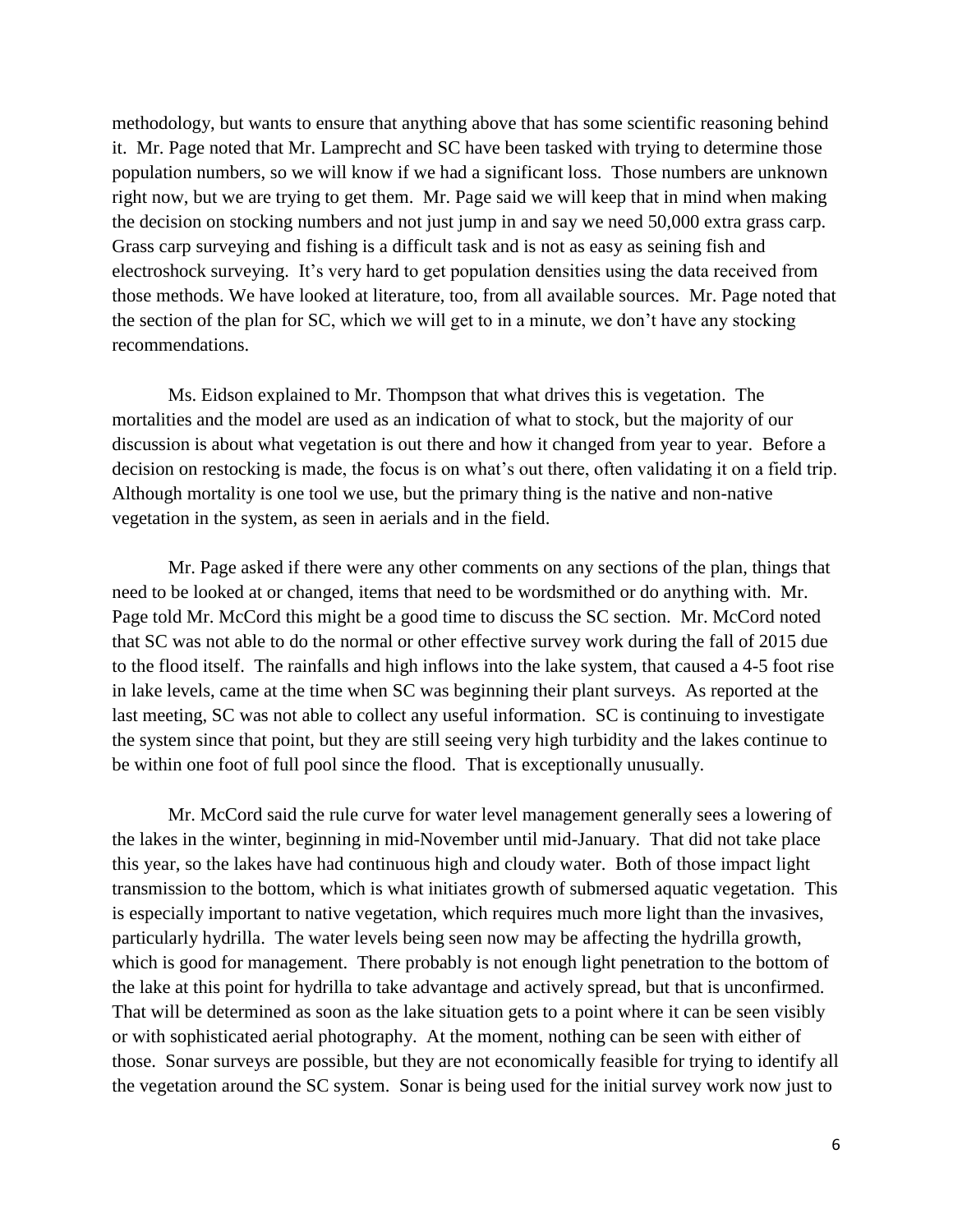methodology, but wants to ensure that anything above that has some scientific reasoning behind it. Mr. Page noted that Mr. Lamprecht and SC have been tasked with trying to determine those population numbers, so we will know if we had a significant loss. Those numbers are unknown right now, but we are trying to get them. Mr. Page said we will keep that in mind when making the decision on stocking numbers and not just jump in and say we need 50,000 extra grass carp. Grass carp surveying and fishing is a difficult task and is not as easy as seining fish and electroshock surveying. It's very hard to get population densities using the data received from those methods. We have looked at literature, too, from all available sources. Mr. Page noted that the section of the plan for SC, which we will get to in a minute, we don't have any stocking recommendations.

Ms. Eidson explained to Mr. Thompson that what drives this is vegetation. The mortalities and the model are used as an indication of what to stock, but the majority of our discussion is about what vegetation is out there and how it changed from year to year. Before a decision on restocking is made, the focus is on what's out there, often validating it on a field trip. Although mortality is one tool we use, but the primary thing is the native and non-native vegetation in the system, as seen in aerials and in the field.

Mr. Page asked if there were any other comments on any sections of the plan, things that need to be looked at or changed, items that need to be wordsmithed or do anything with. Mr. Page told Mr. McCord this might be a good time to discuss the SC section. Mr. McCord noted that SC was not able to do the normal or other effective survey work during the fall of 2015 due to the flood itself. The rainfalls and high inflows into the lake system, that caused a 4-5 foot rise in lake levels, came at the time when SC was beginning their plant surveys. As reported at the last meeting, SC was not able to collect any useful information. SC is continuing to investigate the system since that point, but they are still seeing very high turbidity and the lakes continue to be within one foot of full pool since the flood. That is exceptionally unusually.

Mr. McCord said the rule curve for water level management generally sees a lowering of the lakes in the winter, beginning in mid-November until mid-January. That did not take place this year, so the lakes have had continuous high and cloudy water. Both of those impact light transmission to the bottom, which is what initiates growth of submersed aquatic vegetation. This is especially important to native vegetation, which requires much more light than the invasives, particularly hydrilla. The water levels being seen now may be affecting the hydrilla growth, which is good for management. There probably is not enough light penetration to the bottom of the lake at this point for hydrilla to take advantage and actively spread, but that is unconfirmed. That will be determined as soon as the lake situation gets to a point where it can be seen visibly or with sophisticated aerial photography. At the moment, nothing can be seen with either of those. Sonar surveys are possible, but they are not economically feasible for trying to identify all the vegetation around the SC system. Sonar is being used for the initial survey work now just to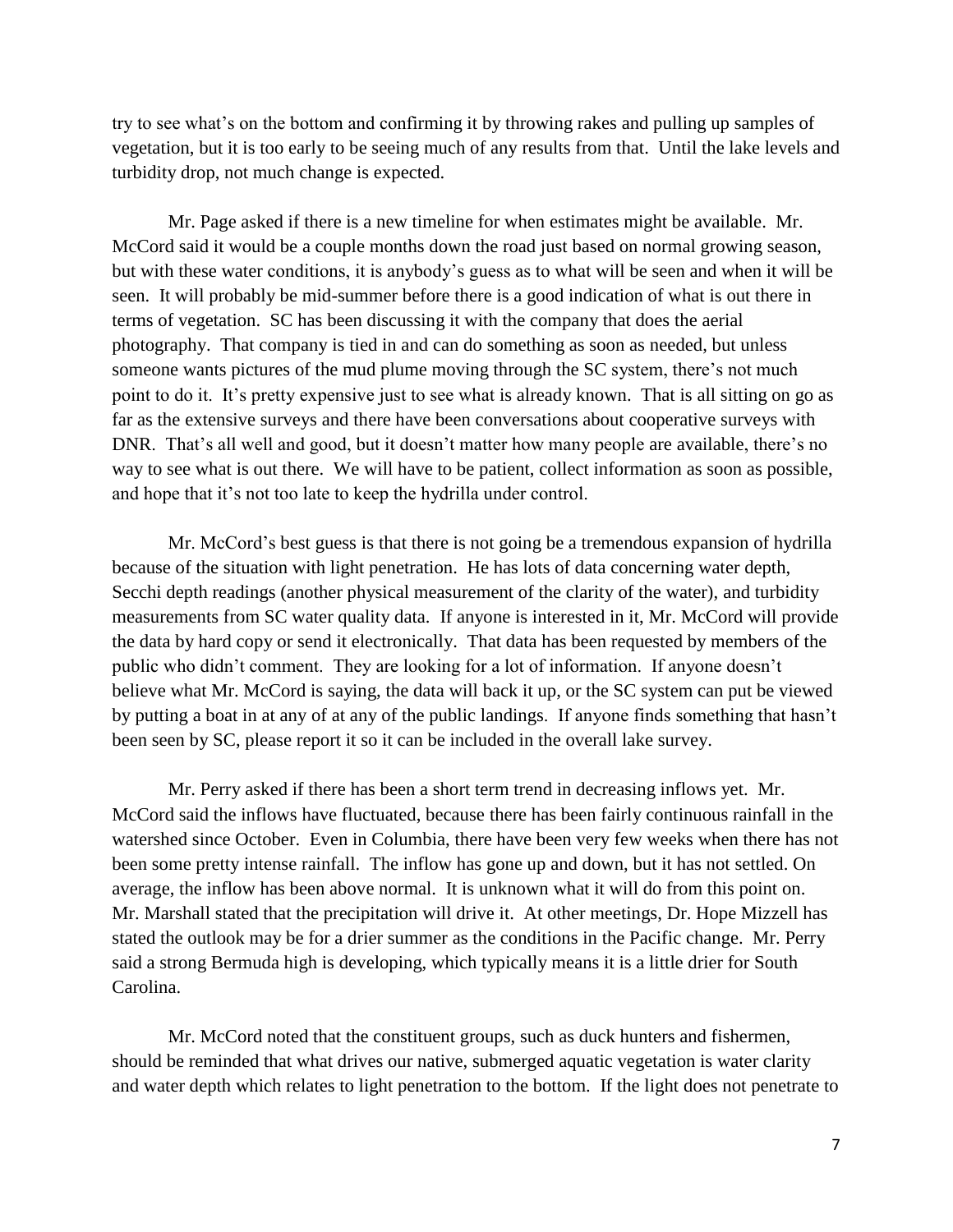try to see what's on the bottom and confirming it by throwing rakes and pulling up samples of vegetation, but it is too early to be seeing much of any results from that. Until the lake levels and turbidity drop, not much change is expected.

Mr. Page asked if there is a new timeline for when estimates might be available. Mr. McCord said it would be a couple months down the road just based on normal growing season, but with these water conditions, it is anybody's guess as to what will be seen and when it will be seen. It will probably be mid-summer before there is a good indication of what is out there in terms of vegetation. SC has been discussing it with the company that does the aerial photography. That company is tied in and can do something as soon as needed, but unless someone wants pictures of the mud plume moving through the SC system, there's not much point to do it. It's pretty expensive just to see what is already known. That is all sitting on go as far as the extensive surveys and there have been conversations about cooperative surveys with DNR. That's all well and good, but it doesn't matter how many people are available, there's no way to see what is out there. We will have to be patient, collect information as soon as possible, and hope that it's not too late to keep the hydrilla under control.

Mr. McCord's best guess is that there is not going be a tremendous expansion of hydrilla because of the situation with light penetration. He has lots of data concerning water depth, Secchi depth readings (another physical measurement of the clarity of the water), and turbidity measurements from SC water quality data. If anyone is interested in it, Mr. McCord will provide the data by hard copy or send it electronically. That data has been requested by members of the public who didn't comment. They are looking for a lot of information. If anyone doesn't believe what Mr. McCord is saying, the data will back it up, or the SC system can put be viewed by putting a boat in at any of at any of the public landings. If anyone finds something that hasn't been seen by SC, please report it so it can be included in the overall lake survey.

Mr. Perry asked if there has been a short term trend in decreasing inflows yet. Mr. McCord said the inflows have fluctuated, because there has been fairly continuous rainfall in the watershed since October. Even in Columbia, there have been very few weeks when there has not been some pretty intense rainfall. The inflow has gone up and down, but it has not settled. On average, the inflow has been above normal. It is unknown what it will do from this point on. Mr. Marshall stated that the precipitation will drive it. At other meetings, Dr. Hope Mizzell has stated the outlook may be for a drier summer as the conditions in the Pacific change. Mr. Perry said a strong Bermuda high is developing, which typically means it is a little drier for South Carolina.

Mr. McCord noted that the constituent groups, such as duck hunters and fishermen, should be reminded that what drives our native, submerged aquatic vegetation is water clarity and water depth which relates to light penetration to the bottom. If the light does not penetrate to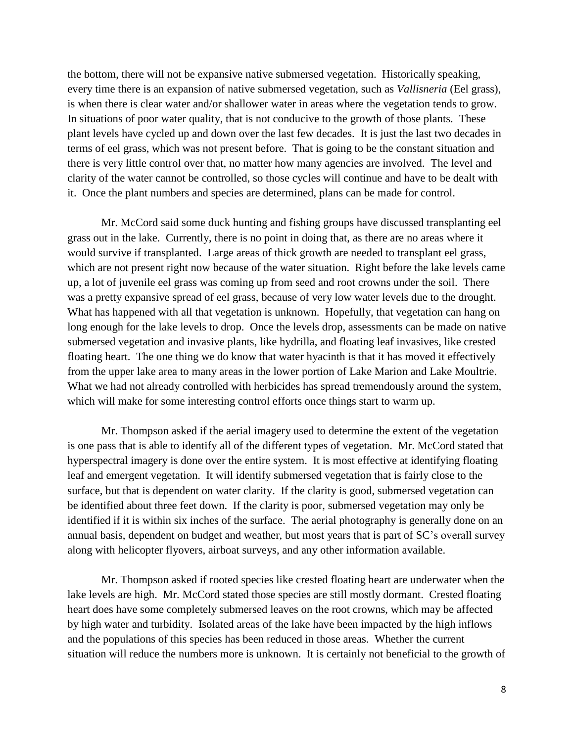the bottom, there will not be expansive native submersed vegetation. Historically speaking, every time there is an expansion of native submersed vegetation, such as *Vallisneria* (Eel grass), is when there is clear water and/or shallower water in areas where the vegetation tends to grow. In situations of poor water quality, that is not conducive to the growth of those plants. These plant levels have cycled up and down over the last few decades. It is just the last two decades in terms of eel grass, which was not present before. That is going to be the constant situation and there is very little control over that, no matter how many agencies are involved. The level and clarity of the water cannot be controlled, so those cycles will continue and have to be dealt with it. Once the plant numbers and species are determined, plans can be made for control.

Mr. McCord said some duck hunting and fishing groups have discussed transplanting eel grass out in the lake. Currently, there is no point in doing that, as there are no areas where it would survive if transplanted. Large areas of thick growth are needed to transplant eel grass, which are not present right now because of the water situation. Right before the lake levels came up, a lot of juvenile eel grass was coming up from seed and root crowns under the soil. There was a pretty expansive spread of eel grass, because of very low water levels due to the drought. What has happened with all that vegetation is unknown. Hopefully, that vegetation can hang on long enough for the lake levels to drop. Once the levels drop, assessments can be made on native submersed vegetation and invasive plants, like hydrilla, and floating leaf invasives, like crested floating heart. The one thing we do know that water hyacinth is that it has moved it effectively from the upper lake area to many areas in the lower portion of Lake Marion and Lake Moultrie. What we had not already controlled with herbicides has spread tremendously around the system, which will make for some interesting control efforts once things start to warm up.

Mr. Thompson asked if the aerial imagery used to determine the extent of the vegetation is one pass that is able to identify all of the different types of vegetation. Mr. McCord stated that hyperspectral imagery is done over the entire system. It is most effective at identifying floating leaf and emergent vegetation. It will identify submersed vegetation that is fairly close to the surface, but that is dependent on water clarity. If the clarity is good, submersed vegetation can be identified about three feet down. If the clarity is poor, submersed vegetation may only be identified if it is within six inches of the surface. The aerial photography is generally done on an annual basis, dependent on budget and weather, but most years that is part of SC's overall survey along with helicopter flyovers, airboat surveys, and any other information available.

Mr. Thompson asked if rooted species like crested floating heart are underwater when the lake levels are high. Mr. McCord stated those species are still mostly dormant. Crested floating heart does have some completely submersed leaves on the root crowns, which may be affected by high water and turbidity. Isolated areas of the lake have been impacted by the high inflows and the populations of this species has been reduced in those areas. Whether the current situation will reduce the numbers more is unknown. It is certainly not beneficial to the growth of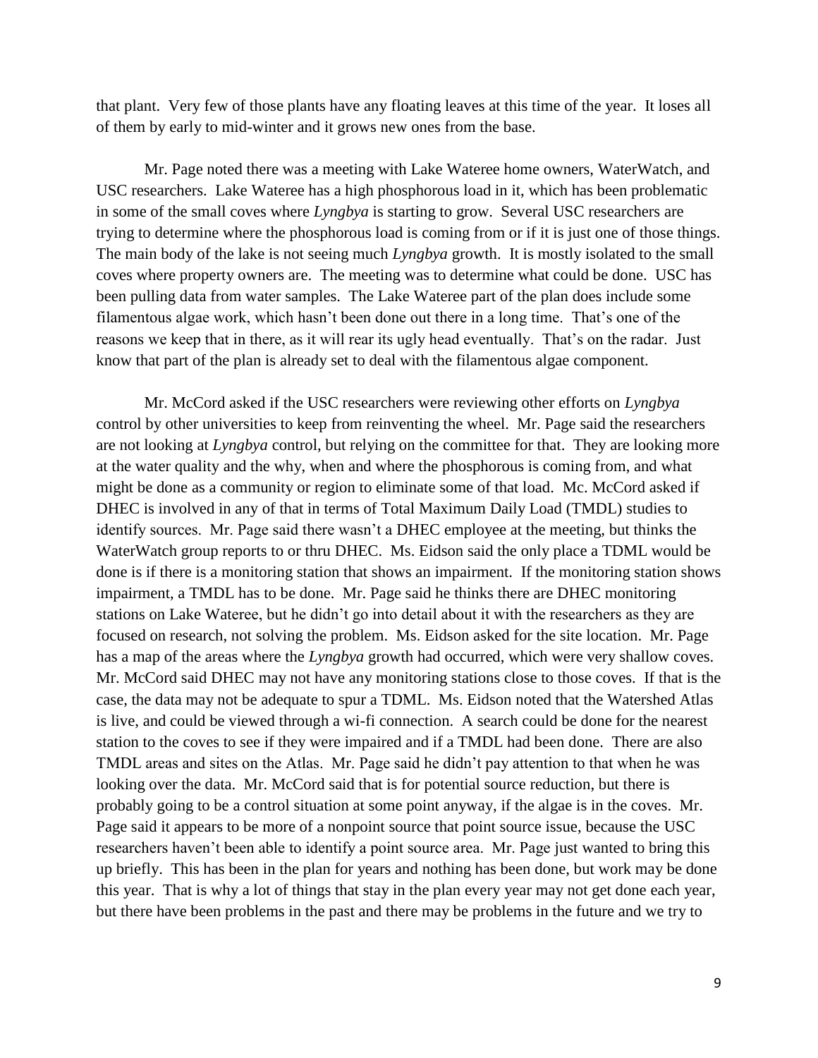that plant. Very few of those plants have any floating leaves at this time of the year. It loses all of them by early to mid-winter and it grows new ones from the base.

Mr. Page noted there was a meeting with Lake Wateree home owners, WaterWatch, and USC researchers. Lake Wateree has a high phosphorous load in it, which has been problematic in some of the small coves where *Lyngbya* is starting to grow. Several USC researchers are trying to determine where the phosphorous load is coming from or if it is just one of those things. The main body of the lake is not seeing much *Lyngbya* growth. It is mostly isolated to the small coves where property owners are. The meeting was to determine what could be done. USC has been pulling data from water samples. The Lake Wateree part of the plan does include some filamentous algae work, which hasn't been done out there in a long time. That's one of the reasons we keep that in there, as it will rear its ugly head eventually. That's on the radar. Just know that part of the plan is already set to deal with the filamentous algae component.

Mr. McCord asked if the USC researchers were reviewing other efforts on *Lyngbya* control by other universities to keep from reinventing the wheel. Mr. Page said the researchers are not looking at *Lyngbya* control, but relying on the committee for that. They are looking more at the water quality and the why, when and where the phosphorous is coming from, and what might be done as a community or region to eliminate some of that load. Mc. McCord asked if DHEC is involved in any of that in terms of Total Maximum Daily Load (TMDL) studies to identify sources. Mr. Page said there wasn't a DHEC employee at the meeting, but thinks the WaterWatch group reports to or thru DHEC. Ms. Eidson said the only place a TDML would be done is if there is a monitoring station that shows an impairment. If the monitoring station shows impairment, a TMDL has to be done. Mr. Page said he thinks there are DHEC monitoring stations on Lake Wateree, but he didn't go into detail about it with the researchers as they are focused on research, not solving the problem. Ms. Eidson asked for the site location. Mr. Page has a map of the areas where the *Lyngbya* growth had occurred, which were very shallow coves. Mr. McCord said DHEC may not have any monitoring stations close to those coves. If that is the case, the data may not be adequate to spur a TDML. Ms. Eidson noted that the Watershed Atlas is live, and could be viewed through a wi-fi connection. A search could be done for the nearest station to the coves to see if they were impaired and if a TMDL had been done. There are also TMDL areas and sites on the Atlas. Mr. Page said he didn't pay attention to that when he was looking over the data. Mr. McCord said that is for potential source reduction, but there is probably going to be a control situation at some point anyway, if the algae is in the coves. Mr. Page said it appears to be more of a nonpoint source that point source issue, because the USC researchers haven't been able to identify a point source area. Mr. Page just wanted to bring this up briefly. This has been in the plan for years and nothing has been done, but work may be done this year. That is why a lot of things that stay in the plan every year may not get done each year, but there have been problems in the past and there may be problems in the future and we try to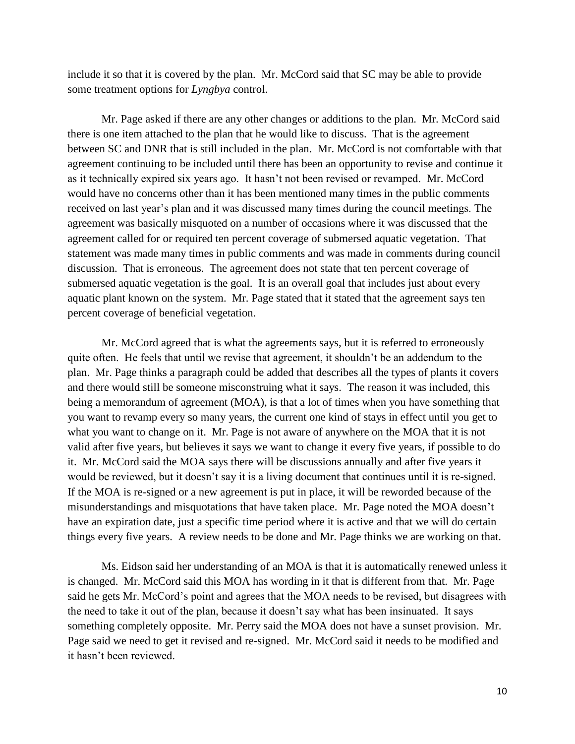include it so that it is covered by the plan. Mr. McCord said that SC may be able to provide some treatment options for *Lyngbya* control.

Mr. Page asked if there are any other changes or additions to the plan. Mr. McCord said there is one item attached to the plan that he would like to discuss. That is the agreement between SC and DNR that is still included in the plan. Mr. McCord is not comfortable with that agreement continuing to be included until there has been an opportunity to revise and continue it as it technically expired six years ago. It hasn't not been revised or revamped. Mr. McCord would have no concerns other than it has been mentioned many times in the public comments received on last year's plan and it was discussed many times during the council meetings. The agreement was basically misquoted on a number of occasions where it was discussed that the agreement called for or required ten percent coverage of submersed aquatic vegetation. That statement was made many times in public comments and was made in comments during council discussion. That is erroneous. The agreement does not state that ten percent coverage of submersed aquatic vegetation is the goal. It is an overall goal that includes just about every aquatic plant known on the system. Mr. Page stated that it stated that the agreement says ten percent coverage of beneficial vegetation.

Mr. McCord agreed that is what the agreements says, but it is referred to erroneously quite often. He feels that until we revise that agreement, it shouldn't be an addendum to the plan. Mr. Page thinks a paragraph could be added that describes all the types of plants it covers and there would still be someone misconstruing what it says. The reason it was included, this being a memorandum of agreement (MOA), is that a lot of times when you have something that you want to revamp every so many years, the current one kind of stays in effect until you get to what you want to change on it. Mr. Page is not aware of anywhere on the MOA that it is not valid after five years, but believes it says we want to change it every five years, if possible to do it. Mr. McCord said the MOA says there will be discussions annually and after five years it would be reviewed, but it doesn't say it is a living document that continues until it is re-signed. If the MOA is re-signed or a new agreement is put in place, it will be reworded because of the misunderstandings and misquotations that have taken place. Mr. Page noted the MOA doesn't have an expiration date, just a specific time period where it is active and that we will do certain things every five years. A review needs to be done and Mr. Page thinks we are working on that.

Ms. Eidson said her understanding of an MOA is that it is automatically renewed unless it is changed. Mr. McCord said this MOA has wording in it that is different from that. Mr. Page said he gets Mr. McCord's point and agrees that the MOA needs to be revised, but disagrees with the need to take it out of the plan, because it doesn't say what has been insinuated. It says something completely opposite. Mr. Perry said the MOA does not have a sunset provision. Mr. Page said we need to get it revised and re-signed. Mr. McCord said it needs to be modified and it hasn't been reviewed.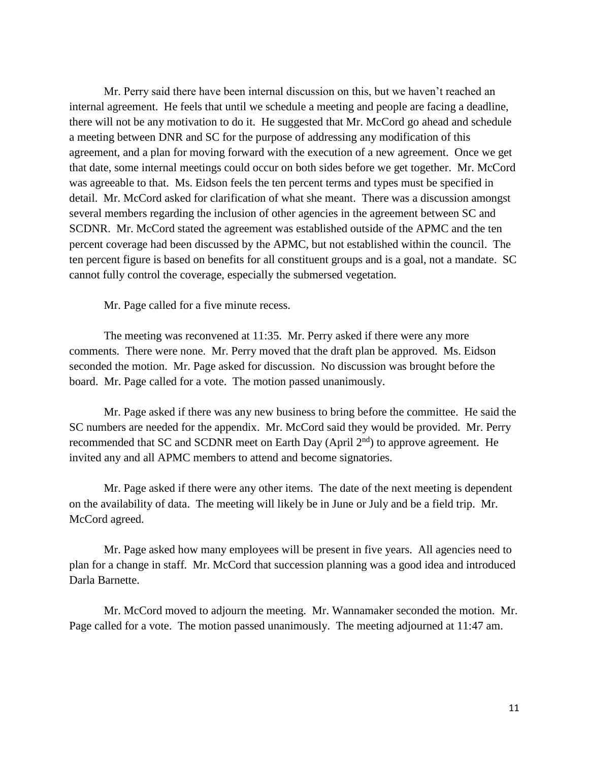Mr. Perry said there have been internal discussion on this, but we haven't reached an internal agreement. He feels that until we schedule a meeting and people are facing a deadline, there will not be any motivation to do it. He suggested that Mr. McCord go ahead and schedule a meeting between DNR and SC for the purpose of addressing any modification of this agreement, and a plan for moving forward with the execution of a new agreement. Once we get that date, some internal meetings could occur on both sides before we get together. Mr. McCord was agreeable to that. Ms. Eidson feels the ten percent terms and types must be specified in detail. Mr. McCord asked for clarification of what she meant. There was a discussion amongst several members regarding the inclusion of other agencies in the agreement between SC and SCDNR. Mr. McCord stated the agreement was established outside of the APMC and the ten percent coverage had been discussed by the APMC, but not established within the council. The ten percent figure is based on benefits for all constituent groups and is a goal, not a mandate. SC cannot fully control the coverage, especially the submersed vegetation.

Mr. Page called for a five minute recess.

The meeting was reconvened at 11:35. Mr. Perry asked if there were any more comments. There were none. Mr. Perry moved that the draft plan be approved. Ms. Eidson seconded the motion. Mr. Page asked for discussion. No discussion was brought before the board. Mr. Page called for a vote. The motion passed unanimously.

Mr. Page asked if there was any new business to bring before the committee. He said the SC numbers are needed for the appendix. Mr. McCord said they would be provided. Mr. Perry recommended that SC and SCDNR meet on Earth Day (April 2nd) to approve agreement. He invited any and all APMC members to attend and become signatories.

Mr. Page asked if there were any other items. The date of the next meeting is dependent on the availability of data. The meeting will likely be in June or July and be a field trip. Mr. McCord agreed.

Mr. Page asked how many employees will be present in five years. All agencies need to plan for a change in staff. Mr. McCord that succession planning was a good idea and introduced Darla Barnette.

Mr. McCord moved to adjourn the meeting. Mr. Wannamaker seconded the motion. Mr. Page called for a vote. The motion passed unanimously. The meeting adjourned at 11:47 am.